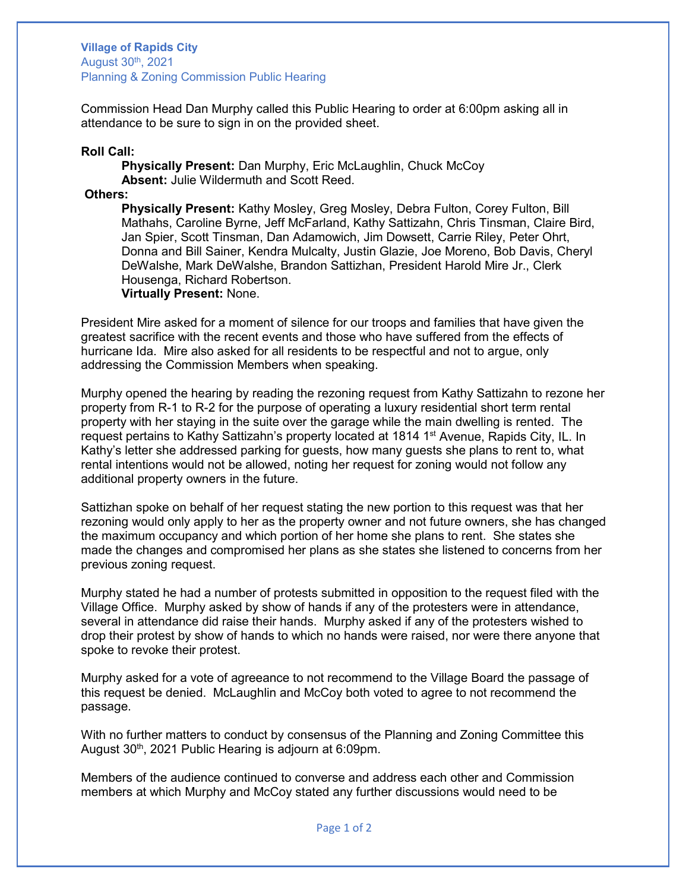**Village of Rapids City**
August 30th, 2021
Planning & Zoning Commission Public Hearing

Commission Head Dan Murphy called this Public Hearing to order at 6:00pm asking all in attendance to be sure to sign in on the provided sheet.

**Roll Call:**

**Physically Present:** Dan Murphy, Eric McLaughlin, Chuck McCoy
**Absent:** Julie Wildermuth and Scott Reed.

**Others:**

**Physically Present:** Kathy Mosley, Greg Mosley, Debra Fulton, Corey Fulton, Bill Mathahs, Caroline Byrne, Jeff McFarland, Kathy Sattizahn, Chris Tinsman, Claire Bird, Jan Spier, Scott Tinsman, Dan Adamowich, Jim Dowsett, Carrie Riley, Peter Ohrt, Donna and Bill Sainer, Kendra Mulcalty, Justin Glazie, Joe Moreno, Bob Davis, Cheryl DeWalshe, Mark DeWalshe, Brandon Sattizhan, President Harold Mire Jr., Clerk Housenga, Richard Robertson.
**Virtually Present:** None.

President Mire asked for a moment of silence for our troops and families that have given the greatest sacrifice with the recent events and those who have suffered from the effects of hurricane Ida. Mire also asked for all residents to be respectful and not to argue, only addressing the Commission Members when speaking.

Murphy opened the hearing by reading the rezoning request from Kathy Sattizahn to rezone her property from R-1 to R-2 for the purpose of operating a luxury residential short term rental property with her staying in the suite over the garage while the main dwelling is rented. The request pertains to Kathy Sattizahn's property located at 1814 1st Avenue, Rapids City, IL. In Kathy's letter she addressed parking for guests, how many guests she plans to rent to, what rental intentions would not be allowed, noting her request for zoning would not follow any additional property owners in the future.

Sattizhan spoke on behalf of her request stating the new portion to this request was that her rezoning would only apply to her as the property owner and not future owners, she has changed the maximum occupancy and which portion of her home she plans to rent. She states she made the changes and compromised her plans as she states she listened to concerns from her previous zoning request.

Murphy stated he had a number of protests submitted in opposition to the request filed with the Village Office. Murphy asked by show of hands if any of the protesters were in attendance, several in attendance did raise their hands. Murphy asked if any of the protesters wished to drop their protest by show of hands to which no hands were raised, nor were there anyone that spoke to revoke their protest.

Murphy asked for a vote of agreeance to not recommend to the Village Board the passage of this request be denied. McLaughlin and McCoy both voted to agree to not recommend the passage.

With no further matters to conduct by consensus of the Planning and Zoning Committee this August 30th, 2021 Public Hearing is adjourn at 6:09pm.

Members of the audience continued to converse and address each other and Commission members at which Murphy and McCoy stated any further discussions would need to be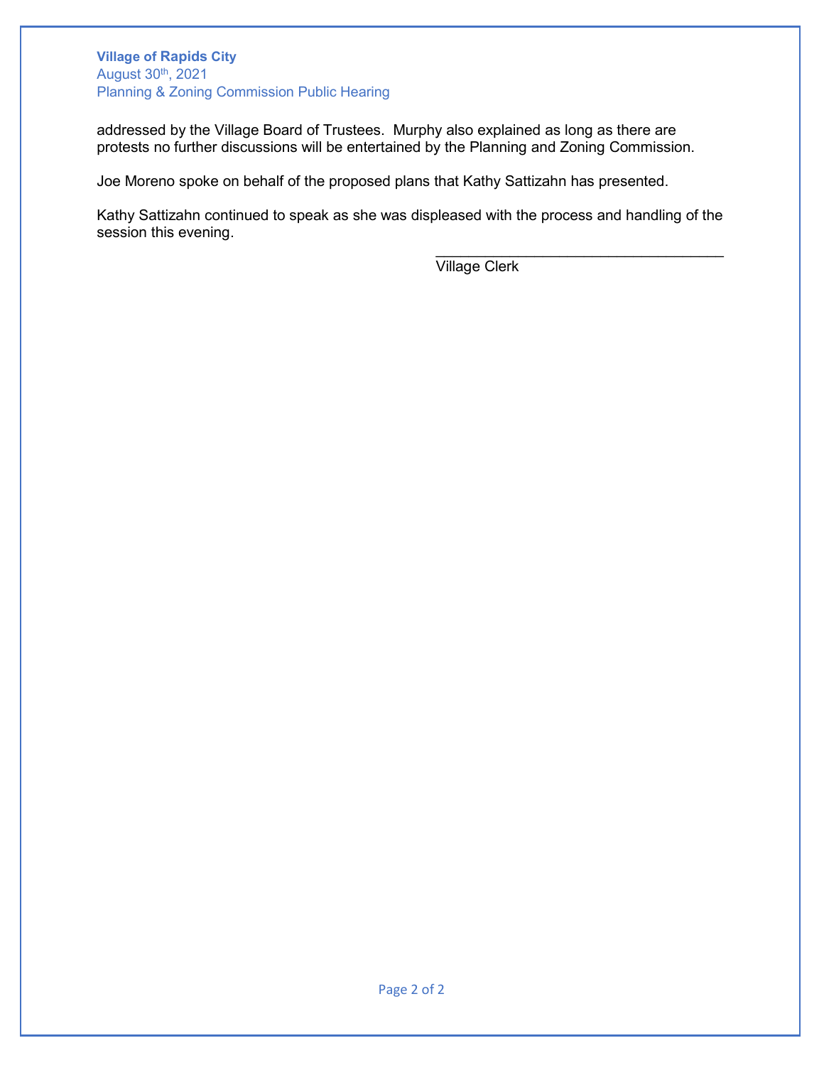addressed by the Village Board of Trustees. Murphy also explained as long as there are protests no further discussions will be entertained by the Planning and Zoning Commission.

Joe Moreno spoke on behalf of the proposed plans that Kathy Sattizahn has presented.

Kathy Sattizahn continued to speak as she was displeased with the process and handling of the session this evening.

\_\_\_\_\_\_\_\_\_\_\_\_\_\_\_\_\_\_\_\_\_\_\_\_\_\_\_\_\_\_\_\_\_\_\_\_

Village Clerk